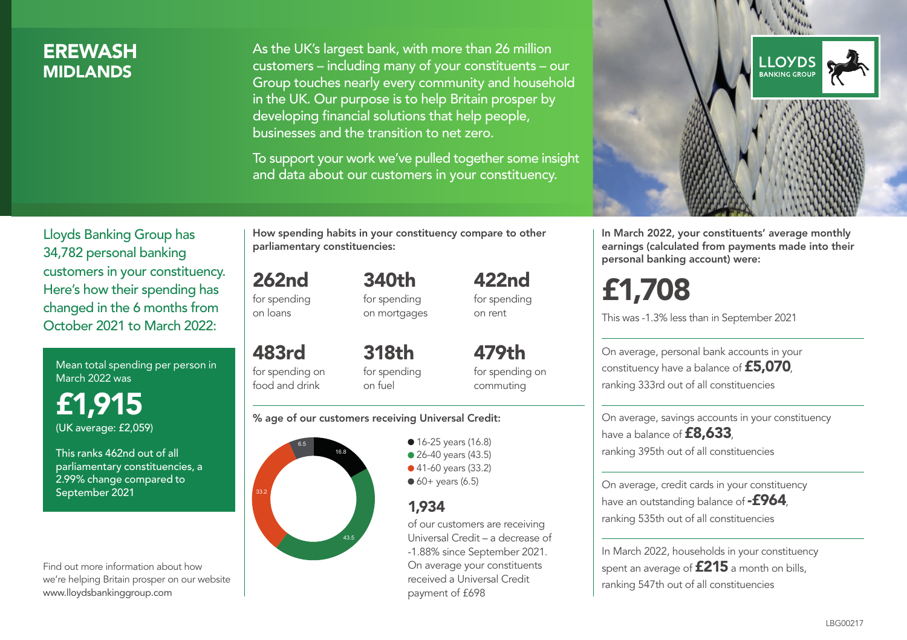# EREWASH
## MIDLANDS

As the UK's largest bank, with more than 26 million customers – including many of your constituents – our Group touches nearly every community and household in the UK. Our purpose is to help Britain prosper by developing financial solutions that help people, businesses and the transition to net zero.

To support your work we've pulled together some insight and data about our customers in your constituency.

LLOYDS BANKING GROUP

Lloyds Banking Group has 34,782 personal banking customers in your constituency. Here's how their spending has changed in the 6 months from October 2021 to March 2022:

Mean total spending per person in March 2022 was

**£1,915**

(UK average: £2,059)

This ranks 462nd out of all parliamentary constituencies, a 2.99% change compared to September 2021

Find out more information about how we're helping Britain prosper on our website www.lloydsbankinggroup.com

**How spending habits in your constituency compare to other parliamentary constituencies:**

**262nd** for spending on loans

**340th** for spending on mortgages

**422nd** for spending on rent

**483rd** for spending on food and drink

**318th** for spending on fuel

**479th** for spending on commuting

**% age of our customers receiving Universal Credit:**

- 16-25 years (16.8)
- 26-40 years (43.5)
- 41-60 years (33.2)
- 60+ years (6.5)

**1,934**

of our customers are receiving Universal Credit – a decrease of -1.88% since September 2021. On average your constituents received a Universal Credit payment of £698

**In March 2022, your constituents' average monthly earnings (calculated from payments made into their personal banking account) were:**

**£1,708**

This was -1.3% less than in September 2021

On average, personal bank accounts in your constituency have a balance of **£5,070**, ranking 333rd out of all constituencies

On average, savings accounts in your constituency have a balance of **£8,633**, ranking 395th out of all constituencies

On average, credit cards in your constituency have an outstanding balance of **-£964**, ranking 535th out of all constituencies

In March 2022, households in your constituency spent an average of **£215** a month on bills, ranking 547th out of all constituencies

LBG00217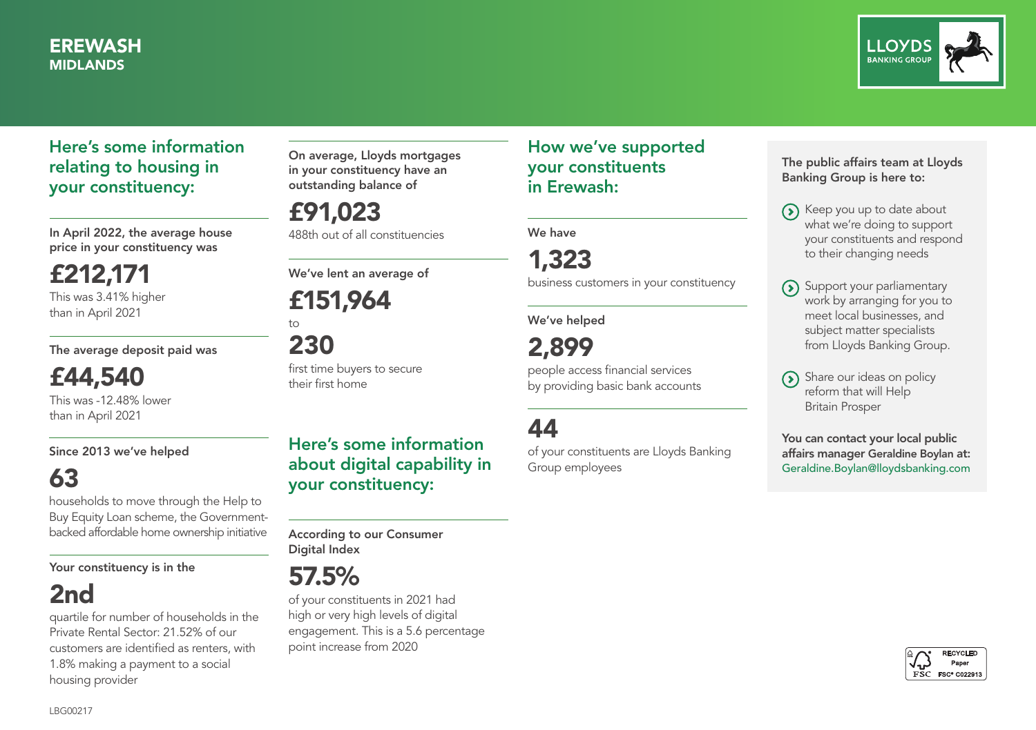# EREWASH
## MIDLANDS

LLOYDS BANKING GROUP

## Here's some information relating to housing in your constituency:

**In April 2022, the average house price in your constituency was**

**£212,171**

This was 3.41% higher than in April 2021

**The average deposit paid was**

**£44,540**

This was -12.48% lower than in April 2021

**Since 2013 we've helped**

**63**

households to move through the Help to Buy Equity Loan scheme, the Government-backed affordable home ownership initiative

**Your constituency is in the**

**2nd**

quartile for number of households in the Private Rental Sector: 21.52% of our customers are identified as renters, with 1.8% making a payment to a social housing provider

**On average, Lloyds mortgages in your constituency have an outstanding balance of**

**£91,023**

488th out of all constituencies

**We've lent an average of**

**£151,964**

to

**230**

first time buyers to secure their first home

## Here's some information about digital capability in your constituency:

**According to our Consumer Digital Index**

**57.5%**

of your constituents in 2021 had high or very high levels of digital engagement. This is a 5.6 percentage point increase from 2020

## How we've supported your constituents in Erewash:

**We have**

**1,323**

business customers in your constituency

**We've helped**

**2,899**

people access financial services by providing basic bank accounts

**44**

of your constituents are Lloyds Banking Group employees

**The public affairs team at Lloyds Banking Group is here to:**

- Keep you up to date about what we're doing to support your constituents and respond to their changing needs
- Support your parliamentary work by arranging for you to meet local businesses, and subject matter specialists from Lloyds Banking Group.
- Share our ideas on policy reform that will Help Britain Prosper

**You can contact your local public affairs manager Geraldine Boylan at:**
Geraldine.Boylan@lloydsbanking.com

RECYCLED Paper FSC® C022913

LBG00217